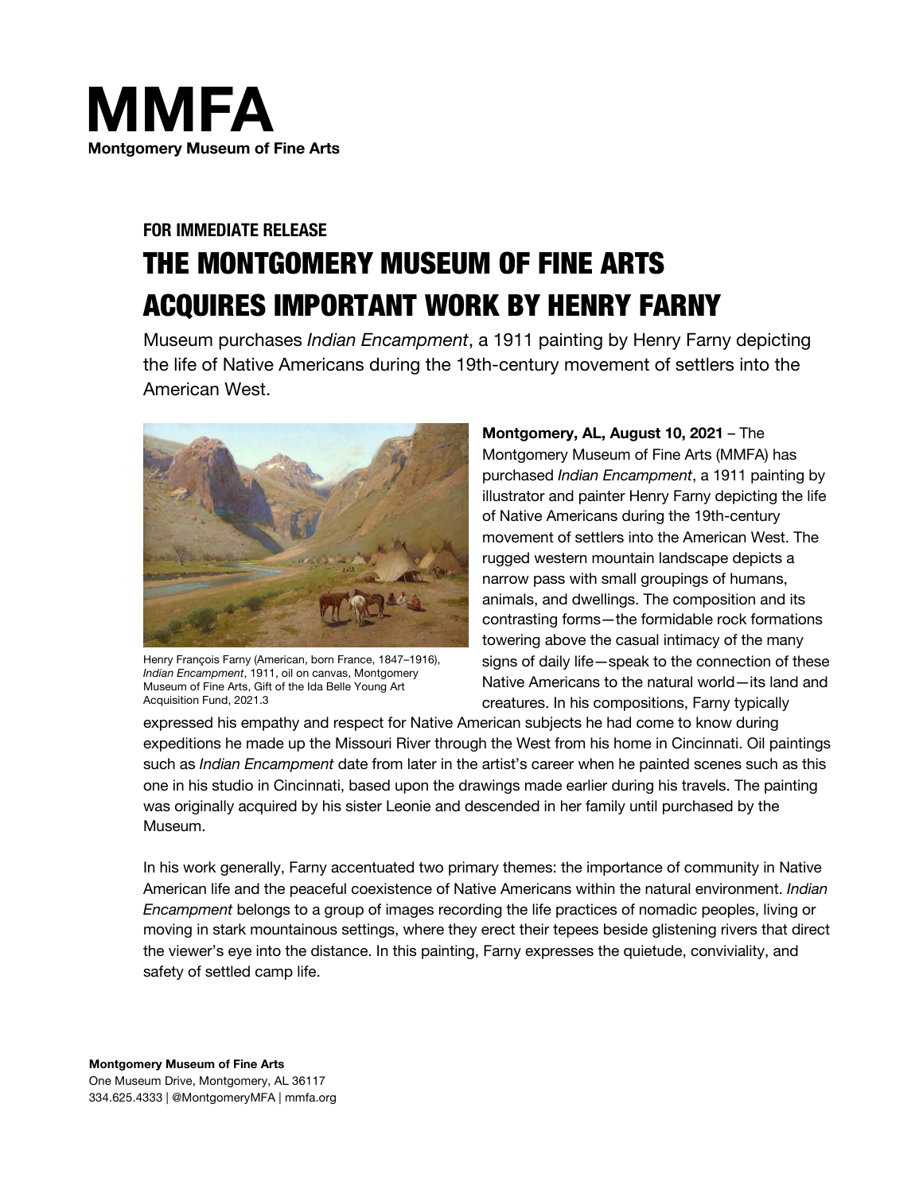# MMFA

**Montgomery Museum of Fine Arts**

**FOR IMMEDIATE RELEASE**

## THE MONTGOMERY MUSEUM OF FINE ARTS ACQUIRES IMPORTANT WORK BY HENRY FARNY

Museum purchases *Indian Encampment*, a 1911 painting by Henry Farny depicting the life of Native Americans during the 19th-century movement of settlers into the American West.

Henry François Farny (American, born France, 1847–1916), *Indian Encampment*, 1911, oil on canvas, Montgomery Museum of Fine Arts, Gift of the Ida Belle Young Art Acquisition Fund, 2021.3

**Montgomery, AL, August 10, 2021** – The Montgomery Museum of Fine Arts (MMFA) has purchased *Indian Encampment*, a 1911 painting by illustrator and painter Henry Farny depicting the life of Native Americans during the 19th-century movement of settlers into the American West. The rugged western mountain landscape depicts a narrow pass with small groupings of humans, animals, and dwellings. The composition and its contrasting forms—the formidable rock formations towering above the casual intimacy of the many signs of daily life—speak to the connection of these Native Americans to the natural world—its land and creatures. In his compositions, Farny typically expressed his empathy and respect for Native American subjects he had come to know during expeditions he made up the Missouri River through the West from his home in Cincinnati. Oil paintings such as *Indian Encampment* date from later in the artist's career when he painted scenes such as this one in his studio in Cincinnati, based upon the drawings made earlier during his travels. The painting was originally acquired by his sister Leonie and descended in her family until purchased by the Museum.

In his work generally, Farny accentuated two primary themes: the importance of community in Native American life and the peaceful coexistence of Native Americans within the natural environment. *Indian Encampment* belongs to a group of images recording the life practices of nomadic peoples, living or moving in stark mountainous settings, where they erect their tepees beside glistening rivers that direct the viewer's eye into the distance. In this painting, Farny expresses the quietude, conviviality, and safety of settled camp life.

**Montgomery Museum of Fine Arts**
One Museum Drive, Montgomery, AL 36117
334.625.4333 | @MontgomeryMFA | mmfa.org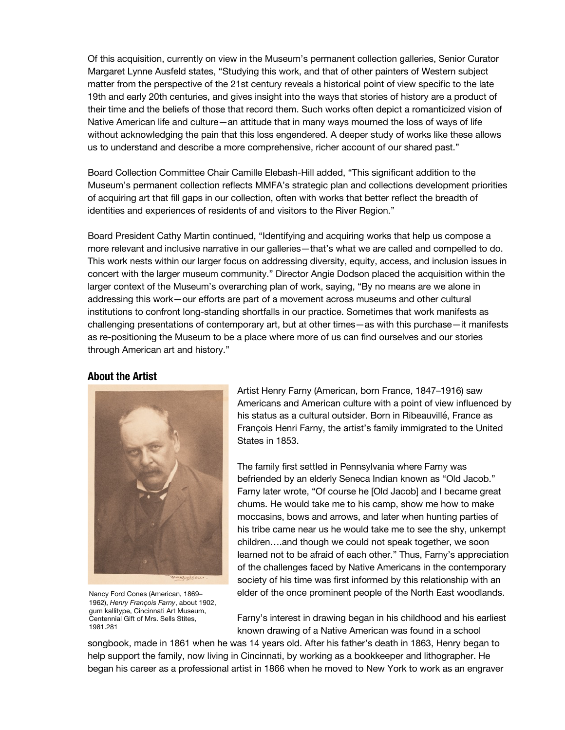Of this acquisition, currently on view in the Museum's permanent collection galleries, Senior Curator Margaret Lynne Ausfeld states, "Studying this work, and that of other painters of Western subject matter from the perspective of the 21st century reveals a historical point of view specific to the late 19th and early 20th centuries, and gives insight into the ways that stories of history are a product of their time and the beliefs of those that record them. Such works often depict a romanticized vision of Native American life and culture—an attitude that in many ways mourned the loss of ways of life without acknowledging the pain that this loss engendered. A deeper study of works like these allows us to understand and describe a more comprehensive, richer account of our shared past."

Board Collection Committee Chair Camille Elebash-Hill added, "This significant addition to the Museum's permanent collection reflects MMFA's strategic plan and collections development priorities of acquiring art that fill gaps in our collection, often with works that better reflect the breadth of identities and experiences of residents of and visitors to the River Region."

Board President Cathy Martin continued, "Identifying and acquiring works that help us compose a more relevant and inclusive narrative in our galleries—that's what we are called and compelled to do. This work nests within our larger focus on addressing diversity, equity, access, and inclusion issues in concert with the larger museum community." Director Angie Dodson placed the acquisition within the larger context of the Museum's overarching plan of work, saying, "By no means are we alone in addressing this work—our efforts are part of a movement across museums and other cultural institutions to confront long-standing shortfalls in our practice. Sometimes that work manifests as challenging presentations of contemporary art, but at other times—as with this purchase—it manifests as re-positioning the Museum to be a place where more of us can find ourselves and our stories through American art and history."

## About the Artist

Nancy Ford Cones (American, 1869–1962), *Henry François Farny*, about 1902, gum kallitype, Cincinnati Art Museum, Centennial Gift of Mrs. Sells Stites, 1981.281

Artist Henry Farny (American, born France, 1847–1916) saw Americans and American culture with a point of view influenced by his status as a cultural outsider. Born in Ribeauvillé, France as François Henri Farny, the artist's family immigrated to the United States in 1853.

The family first settled in Pennsylvania where Farny was befriended by an elderly Seneca Indian known as "Old Jacob." Farny later wrote, "Of course he [Old Jacob] and I became great chums. He would take me to his camp, show me how to make moccasins, bows and arrows, and later when hunting parties of his tribe came near us he would take me to see the shy, unkempt children….and though we could not speak together, we soon learned not to be afraid of each other." Thus, Farny's appreciation of the challenges faced by Native Americans in the contemporary society of his time was first informed by this relationship with an elder of the once prominent people of the North East woodlands.

Farny's interest in drawing began in his childhood and his earliest known drawing of a Native American was found in a school songbook, made in 1861 when he was 14 years old. After his father's death in 1863, Henry began to help support the family, now living in Cincinnati, by working as a bookkeeper and lithographer. He began his career as a professional artist in 1866 when he moved to New York to work as an engraver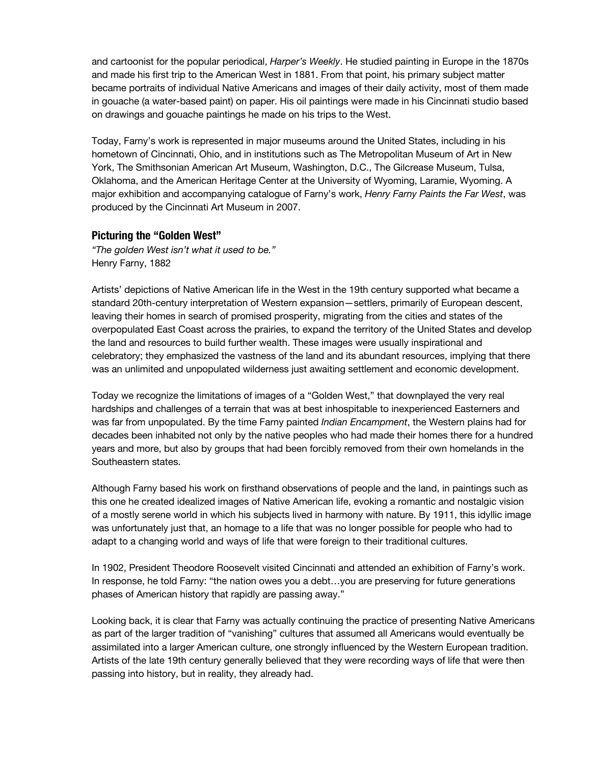and cartoonist for the popular periodical, *Harper's Weekly*. He studied painting in Europe in the 1870s and made his first trip to the American West in 1881. From that point, his primary subject matter became portraits of individual Native Americans and images of their daily activity, most of them made in gouache (a water-based paint) on paper. His oil paintings were made in his Cincinnati studio based on drawings and gouache paintings he made on his trips to the West.

Today, Farny's work is represented in major museums around the United States, including in his hometown of Cincinnati, Ohio, and in institutions such as The Metropolitan Museum of Art in New York, The Smithsonian American Art Museum, Washington, D.C., The Gilcrease Museum, Tulsa, Oklahoma, and the American Heritage Center at the University of Wyoming, Laramie, Wyoming. A major exhibition and accompanying catalogue of Farny's work, *Henry Farny Paints the Far West*, was produced by the Cincinnati Art Museum in 2007.

## Picturing the "Golden West"

*"The golden West isn't what it used to be."*
Henry Farny, 1882

Artists' depictions of Native American life in the West in the 19th century supported what became a standard 20th-century interpretation of Western expansion—settlers, primarily of European descent, leaving their homes in search of promised prosperity, migrating from the cities and states of the overpopulated East Coast across the prairies, to expand the territory of the United States and develop the land and resources to build further wealth. These images were usually inspirational and celebratory; they emphasized the vastness of the land and its abundant resources, implying that there was an unlimited and unpopulated wilderness just awaiting settlement and economic development.

Today we recognize the limitations of images of a "Golden West," that downplayed the very real hardships and challenges of a terrain that was at best inhospitable to inexperienced Easterners and was far from unpopulated. By the time Farny painted *Indian Encampment*, the Western plains had for decades been inhabited not only by the native peoples who had made their homes there for a hundred years and more, but also by groups that had been forcibly removed from their own homelands in the Southeastern states.

Although Farny based his work on firsthand observations of people and the land, in paintings such as this one he created idealized images of Native American life, evoking a romantic and nostalgic vision of a mostly serene world in which his subjects lived in harmony with nature. By 1911, this idyllic image was unfortunately just that, an homage to a life that was no longer possible for people who had to adapt to a changing world and ways of life that were foreign to their traditional cultures.

In 1902, President Theodore Roosevelt visited Cincinnati and attended an exhibition of Farny's work. In response, he told Farny: "the nation owes you a debt…you are preserving for future generations phases of American history that rapidly are passing away."

Looking back, it is clear that Farny was actually continuing the practice of presenting Native Americans as part of the larger tradition of "vanishing" cultures that assumed all Americans would eventually be assimilated into a larger American culture, one strongly influenced by the Western European tradition. Artists of the late 19th century generally believed that they were recording ways of life that were then passing into history, but in reality, they already had.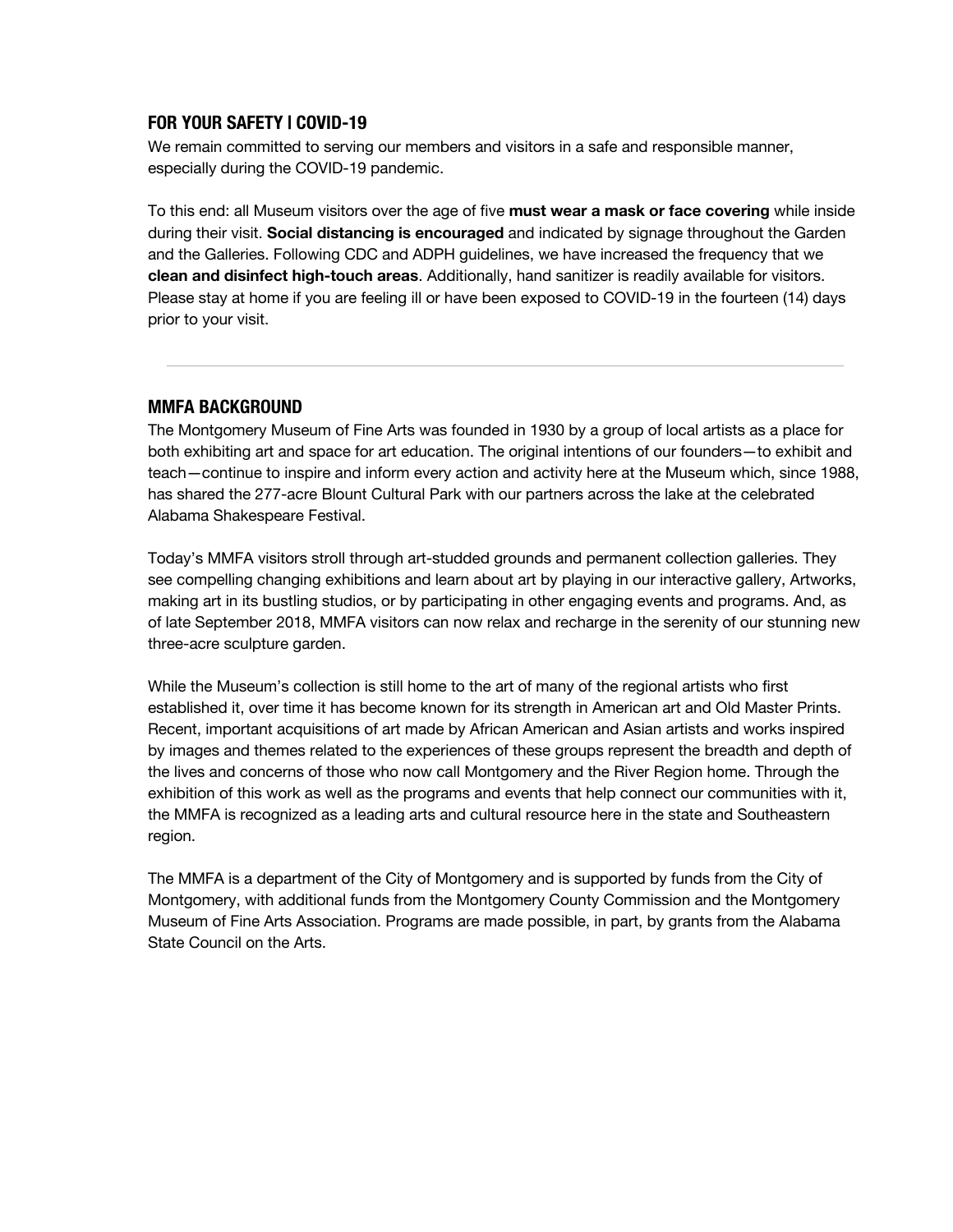## FOR YOUR SAFETY | COVID-19

We remain committed to serving our members and visitors in a safe and responsible manner, especially during the COVID-19 pandemic.

To this end: all Museum visitors over the age of five **must wear a mask or face covering** while inside during their visit. **Social distancing is encouraged** and indicated by signage throughout the Garden and the Galleries. Following CDC and ADPH guidelines, we have increased the frequency that we **clean and disinfect high-touch areas**. Additionally, hand sanitizer is readily available for visitors. Please stay at home if you are feeling ill or have been exposed to COVID-19 in the fourteen (14) days prior to your visit.

---

## MMFA BACKGROUND

The Montgomery Museum of Fine Arts was founded in 1930 by a group of local artists as a place for both exhibiting art and space for art education. The original intentions of our founders—to exhibit and teach—continue to inspire and inform every action and activity here at the Museum which, since 1988, has shared the 277-acre Blount Cultural Park with our partners across the lake at the celebrated Alabama Shakespeare Festival.

Today's MMFA visitors stroll through art-studded grounds and permanent collection galleries. They see compelling changing exhibitions and learn about art by playing in our interactive gallery, Artworks, making art in its bustling studios, or by participating in other engaging events and programs. And, as of late September 2018, MMFA visitors can now relax and recharge in the serenity of our stunning new three-acre sculpture garden.

While the Museum's collection is still home to the art of many of the regional artists who first established it, over time it has become known for its strength in American art and Old Master Prints. Recent, important acquisitions of art made by African American and Asian artists and works inspired by images and themes related to the experiences of these groups represent the breadth and depth of the lives and concerns of those who now call Montgomery and the River Region home. Through the exhibition of this work as well as the programs and events that help connect our communities with it, the MMFA is recognized as a leading arts and cultural resource here in the state and Southeastern region.

The MMFA is a department of the City of Montgomery and is supported by funds from the City of Montgomery, with additional funds from the Montgomery County Commission and the Montgomery Museum of Fine Arts Association. Programs are made possible, in part, by grants from the Alabama State Council on the Arts.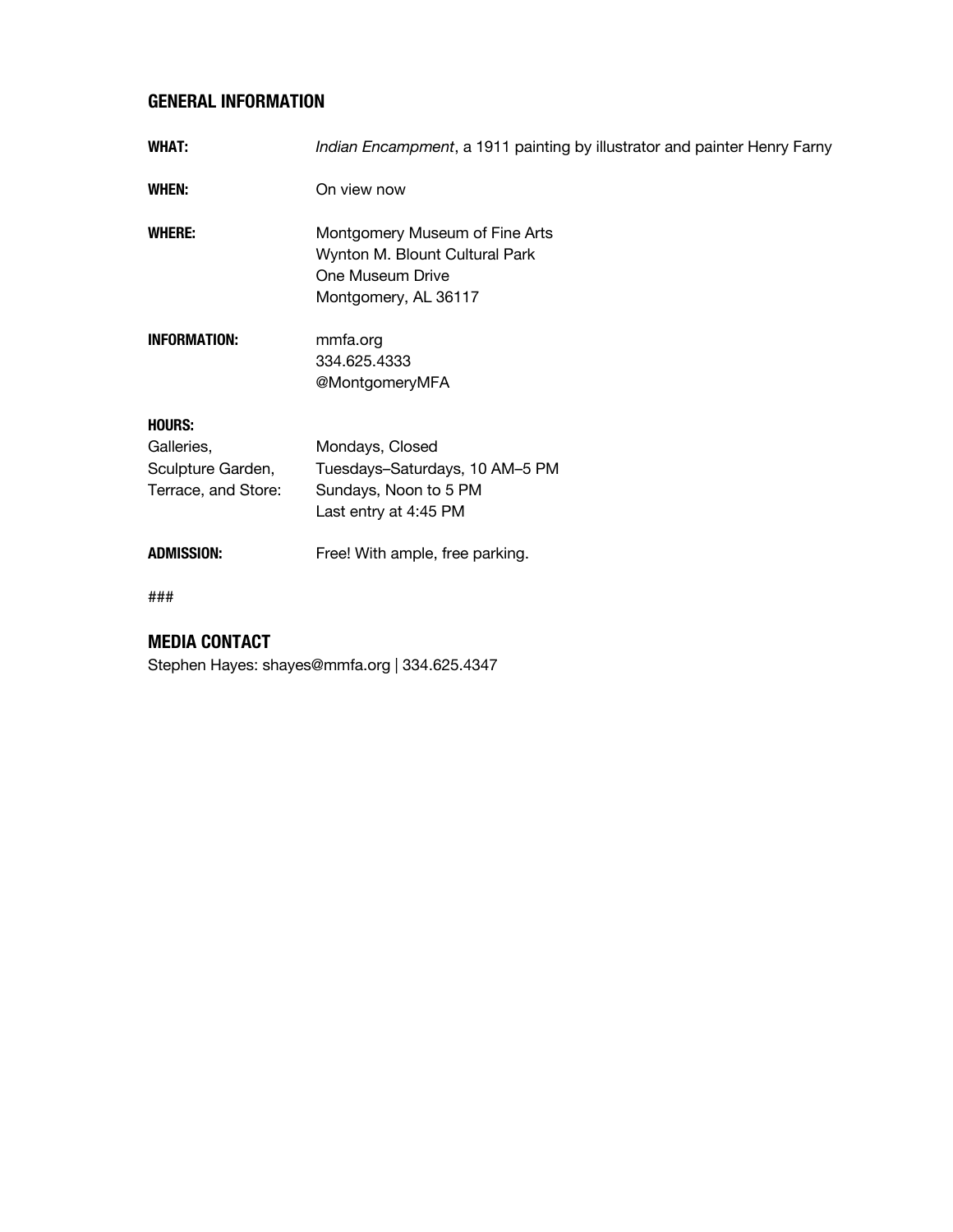## GENERAL INFORMATION

| | |
|---|---|
| **WHAT:** | *Indian Encampment*, a 1911 painting by illustrator and painter Henry Farny |
| **WHEN:** | On view now |
| **WHERE:** | Montgomery Museum of Fine Arts<br>Wynton M. Blount Cultural Park<br>One Museum Drive<br>Montgomery, AL 36117 |
| **INFORMATION:** | mmfa.org<br>334.625.4333<br>@MontgomeryMFA |
| **HOURS:**<br>Galleries,<br>Sculpture Garden,<br>Terrace, and Store: | <br>Mondays, Closed<br>Tuesdays–Saturdays, 10 AM–5 PM<br>Sundays, Noon to 5 PM<br>Last entry at 4:45 PM |
| **ADMISSION:** | Free! With ample, free parking. |

###

## MEDIA CONTACT

Stephen Hayes: shayes@mmfa.org | 334.625.4347